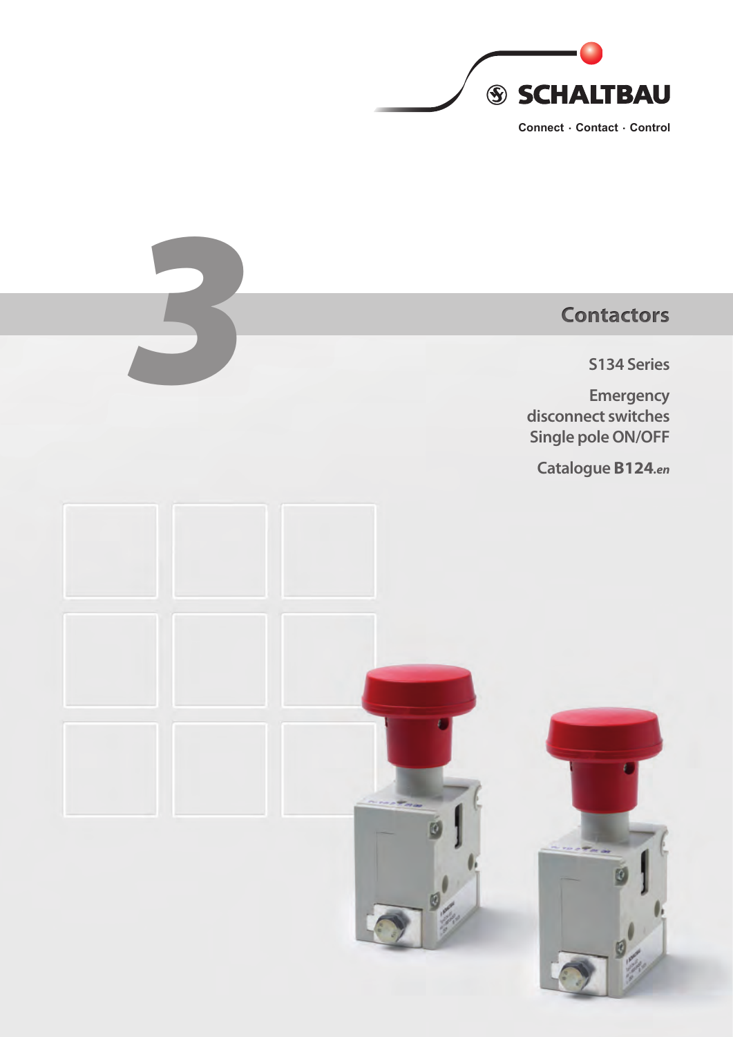SCHALTBAU

Connect · Contact · Control

3

# Contactors

## S134 Series

## Emergency disconnect switches Single pole ON/OFF

Catalogue **B124**.*en*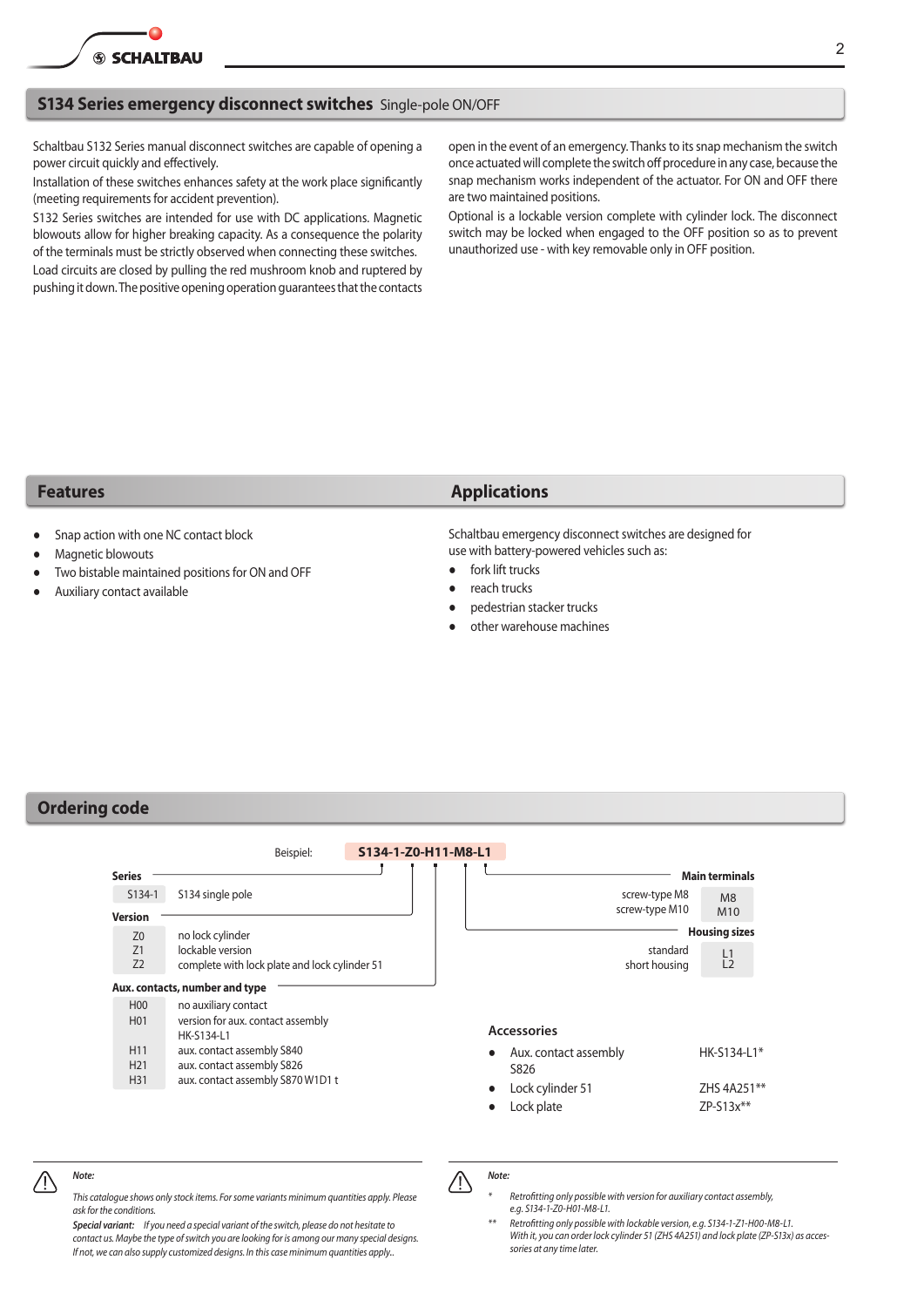## S134 Series emergency disconnect switches Single-pole ON/OFF

Schaltbau S132 Series manual disconnect switches are capable of opening a power circuit quickly and effectively.

Installation of these switches enhances safety at the work place significantly (meeting requirements for accident prevention).

S132 Series switches are intended for use with DC applications. Magnetic blowouts allow for higher breaking capacity. As a consequence the polarity of the terminals must be strictly observed when connecting these switches.

Load circuits are closed by pulling the red mushroom knob and ruptered by pushing it down. The positive opening operation guarantees that the contacts open in the event of an emergency. Thanks to its snap mechanism the switch once actuated will complete the switch off procedure in any case, because the snap mechanism works independent of the actuator. For ON and OFF there are two maintained positions.

Optional is a lockable version complete with cylinder lock. The disconnect switch may be locked when engaged to the OFF position so as to prevent unauthorized use - with key removable only in OFF position.

## Features

- Snap action with one NC contact block
- Magnetic blowouts
- Two bistable maintained positions for ON and OFF
- Auxiliary contact available

## Applications

Schaltbau emergency disconnect switches are designed for use with battery-powered vehicles such as:

- fork lift trucks
- reach trucks
- pedestrian stacker trucks
- other warehouse machines

## Ordering code

Beispiel: **S134-1-Z0-H11-M8-L1**

**Series**

| | |
|---|---|
| S134-1 | S134 single pole |

**Version**

| | |
|---|---|
| Z0 | no lock cylinder |
| Z1 | lockable version |
| Z2 | complete with lock plate and lock cylinder 51 |

**Aux. contacts, number and type**

| | |
|---|---|
| H00 | no auxiliary contact |
| H01 | version for aux. contact assembly HK-S134-L1 |
| H11 | aux. contact assembly S840 |
| H21 | aux. contact assembly S826 |
| H31 | aux. contact assembly S870 W1D1 t |

**Main terminals**

| | |
|---|---|
| screw-type M8 | M8 |
| screw-type M10 | M10 |

**Housing sizes**

| | |
|---|---|
| standard | L1 |
| short housing | L2 |

### Accessories

- Aux. contact assembly S826 — HK-S134-L1*
- Lock cylinder 51 — ZHS 4A251**
- Lock plate — ZP-S13x**

*Note:*

*This catalogue shows only stock items. For some variants minimum quantities apply. Please ask for the conditions.*

***Special variant:*** *If you need a special variant of the switch, please do not hesitate to contact us. Maybe the type of switch you are looking for is among our many special designs. If not, we can also supply customized designs. In this case minimum quantities apply..*

*Note:*

\* *Retrofitting only possible with version for auxiliary contact assembly, e.g. S134-1-Z0-H01-M8-L1.*

\*\* *Retrofitting only possible with lockable version, e.g. S134-1-Z1-H00-M8-L1. With it, you can order lock cylinder 51 (ZHS 4A251) and lock plate (ZP-S13x) as accessories at any time later.*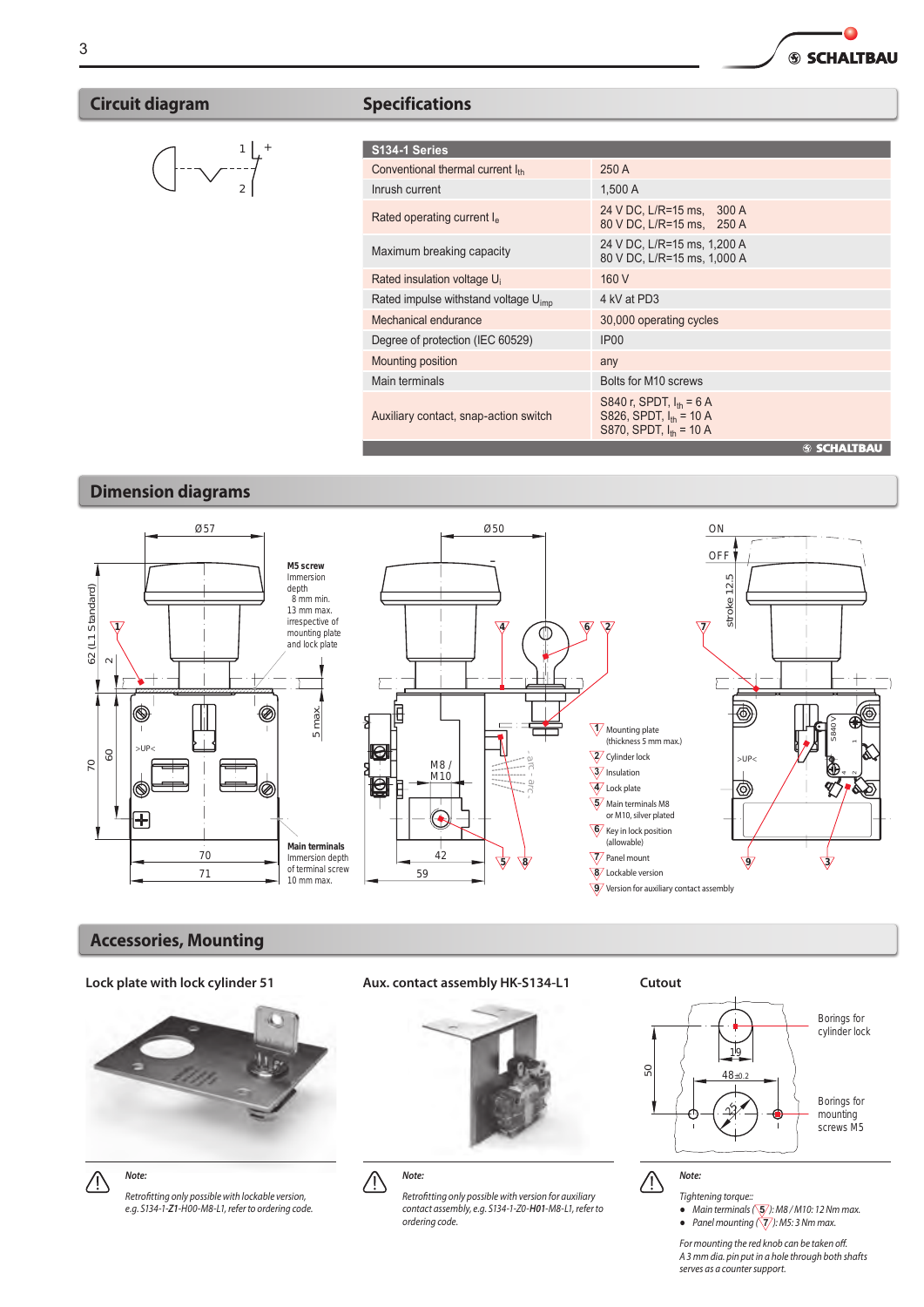## Circuit diagram

## Specifications

| S134-1 Series | |
|---|---|
| Conventional thermal current $I_{th}$ | 250 A |
| Inrush current | 1,500 A |
| Rated operating current $I_e$ | 24 V DC, L/R=15 ms, 300 A<br>80 V DC, L/R=15 ms, 250 A |
| Maximum breaking capacity | 24 V DC, L/R=15 ms, 1,200 A<br>80 V DC, L/R=15 ms, 1,000 A |
| Rated insulation voltage $U_i$ | 160 V |
| Rated impulse withstand voltage $U_{imp}$ | 4 kV at PD3 |
| Mechanical endurance | 30,000 operating cycles |
| Degree of protection (IEC 60529) | IP00 |
| Mounting position | any |
| Main terminals | Bolts for M10 screws |
| Auxiliary contact, snap-action switch | S840 r, SPDT, $I_{th}$ = 6 A<br>S826, SPDT, $I_{th}$ = 10 A<br>S870, SPDT, $I_{th}$ = 10 A |

## Dimension diagrams

**M5 screw** Immersion depth 8 mm min. 13 mm max. irrespective of mounting plate and lock plate

**Main terminals** Immersion depth of terminal screw 10 mm max.

1. Mounting plate (thickness 5 mm max.)
2. Cylinder lock
3. Insulation
4. Lock plate
5. Main terminals M8 or M10, silver plated
6. Key in lock position (allowable)
7. Panel mount
8. Lockable version
9. Version for auxiliary contact assembly

## Accessories, Mounting

### Lock plate with lock cylinder 51

*Note:*

*Retrofitting only possible with lockable version, e.g. S134-1-**Z1**-H00-M8-L1, refer to ordering code.*

### Aux. contact assembly HK-S134-L1

*Note:*

*Retrofitting only possible with version for auxiliary contact assembly, e.g. S134-1-Z0-**H01**-M8-L1, refer to ordering code.*

### Cutout

Borings for cylinder lock

Borings for mounting screws M5

*Note:*

*Tightening torque::*

- *Main terminals (5): M8 / M10: 12 Nm max.*
- *Panel mounting (7): M5: 3 Nm max.*

*For mounting the red knob can be taken off. A 3 mm dia. pin put in a hole through both shafts serves as a counter support.*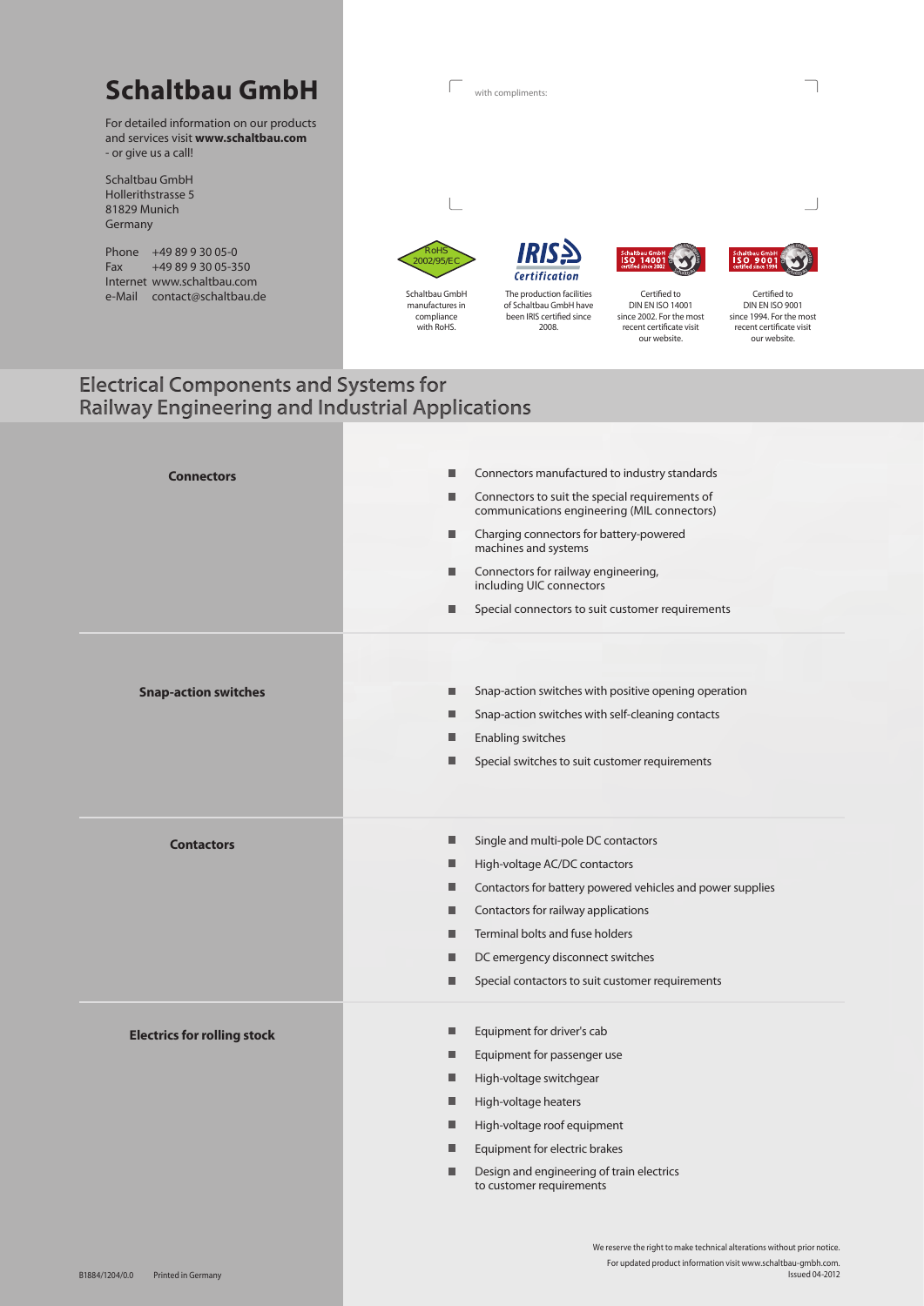# Schaltbau GmbH

For detailed information on our products and services visit **www.schaltbau.com** - or give us a call!

Schaltbau GmbH
Hollerithstrasse 5
81829 Munich
Germany

Phone +49 89 9 30 05-0
Fax +49 89 9 30 05-350
Internet www.schaltbau.com
e-Mail contact@schaltbau.de

with compliments:

RoHS 2002/95/EC

Schaltbau GmbH manufactures in compliance with RoHS.

IRIS Certification

The production facilities of Schaltbau GmbH have been IRIS certified since 2008.

Schaltbau GmbH ISO 14001 certified since 2002

Certified to DIN EN ISO 14001 since 2002. For the most recent certificate visit our website.

Schaltbau GmbH ISO 9001 certified since 1994

Certified to DIN EN ISO 9001 since 1994. For the most recent certificate visit our website.

## Electrical Components and Systems for Railway Engineering and Industrial Applications

### Connectors

- Connectors manufactured to industry standards
- Connectors to suit the special requirements of communications engineering (MIL connectors)
- Charging connectors for battery-powered machines and systems
- Connectors for railway engineering, including UIC connectors
- Special connectors to suit customer requirements

### Snap-action switches

- Snap-action switches with positive opening operation
- Snap-action switches with self-cleaning contacts
- Enabling switches
- Special switches to suit customer requirements

### Contactors

- Single and multi-pole DC contactors
- High-voltage AC/DC contactors
- Contactors for battery powered vehicles and power supplies
- Contactors for railway applications
- Terminal bolts and fuse holders
- DC emergency disconnect switches
- Special contactors to suit customer requirements

### Electrics for rolling stock

- Equipment for driver's cab
- Equipment for passenger use
- High-voltage switchgear
- High-voltage heaters
- High-voltage roof equipment
- Equipment for electric brakes
- Design and engineering of train electrics to customer requirements

We reserve the right to make technical alterations without prior notice.
For updated product information visit www.schaltbau-gmbh.com.
Issued 04-2012

B1884/1204/0.0 Printed in Germany